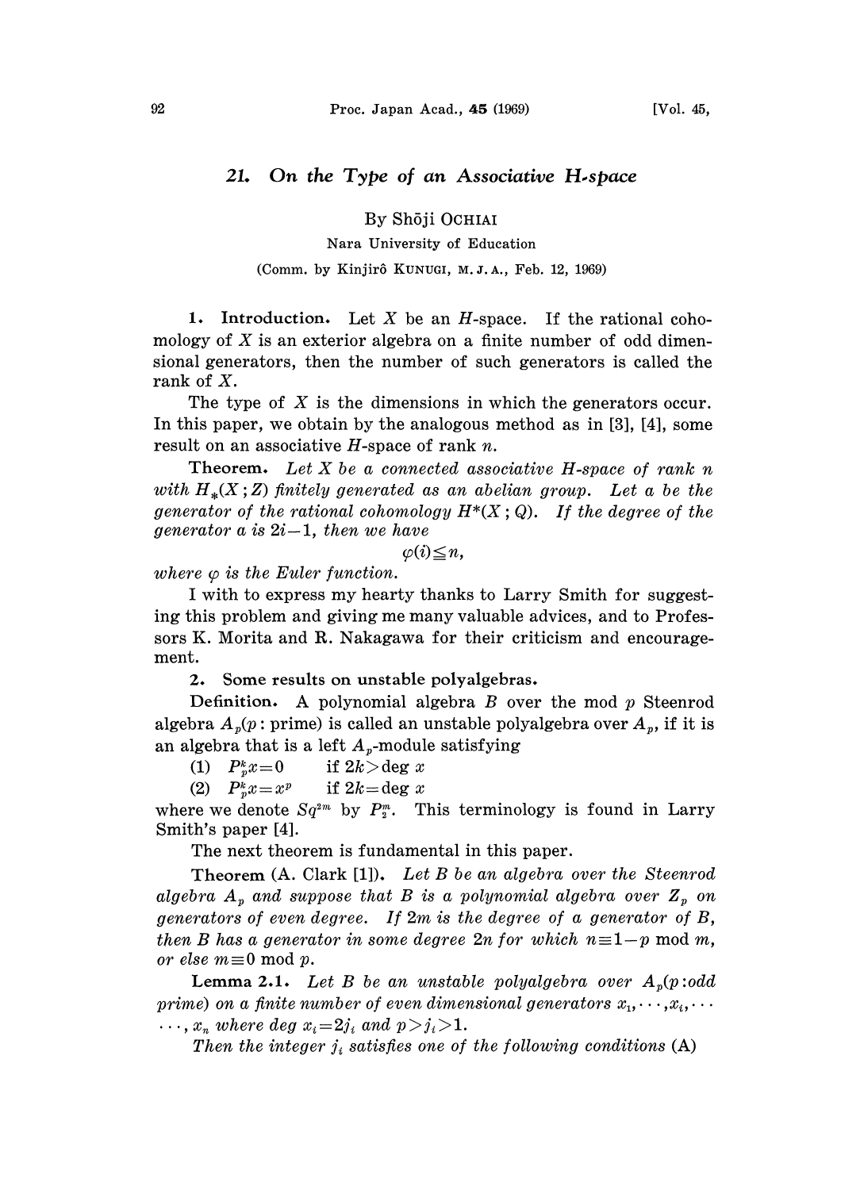## 21. On the Type of an Associative H-space

By Shōji OCHIAI

Nara University of Education

(Comm. by Kinjirô KUNUGI, M. J. A., Feb. 12, 1969)

**1. Introduction.** Let $X$ be an $H$-space. If the rational cohomology of $X$ is an exterior algebra on a finite number of odd dimensional generators, then the number of such generators is called the rank of $X$.

The type of $X$ is the dimensions in which the generators occur. In this paper, we obtain by the analogous method as in [3], [4], some result on an associative $H$-space of rank $n$.

**Theorem.** *Let $X$ be a connected associative $H$-space of rank $n$ with $H_*(X;Z)$ finitely generated as an abelian group. Let $a$ be the generator of the rational cohomology $H^*(X;Q)$. If the degree of the generator $a$ is $2i-1$, then we have*

$$\varphi(i) \leqq n,$$

*where $\varphi$ is the Euler function.*

I with to express my hearty thanks to Larry Smith for suggesting this problem and giving me many valuable advices, and to Professors K. Morita and R. Nakagawa for their criticism and encouragement.

**2. Some results on unstable polyalgebras.**

**Definition.** A polynomial algebra $B$ over the mod $p$ Steenrod algebra $A_p$($p$: prime) is called an unstable polyalgebra over $A_p$, if it is an algebra that is a left $A_p$-module satisfying

(1) $P_p^k x = 0$ if $2k > \deg x$

(2) $P_p^k x = x^p$ if $2k = \deg x$

where we denote $Sq^{2m}$ by $P_2^m$. This terminology is found in Larry Smith's paper [4].

The next theorem is fundamental in this paper.

**Theorem** (A. Clark [1]). *Let $B$ be an algebra over the Steenrod algebra $A_p$ and suppose that $B$ is a polynomial algebra over $Z_p$ on generators of even degree. If $2m$ is the degree of a generator of $B$, then $B$ has a generator in some degree $2n$ for which $n \equiv 1-p \bmod m$, or else $m \equiv 0 \bmod p$.*

**Lemma 2.1.** *Let $B$ be an unstable polyalgebra over $A_p$($p$:odd prime) on a finite number of even dimensional generators $x_1, \cdots, x_i, \cdots \cdots, x_n$ where deg $x_i = 2j_i$ and $p > j_i > 1$.*

*Then the integer $j_i$ satisfies one of the following conditions* (A)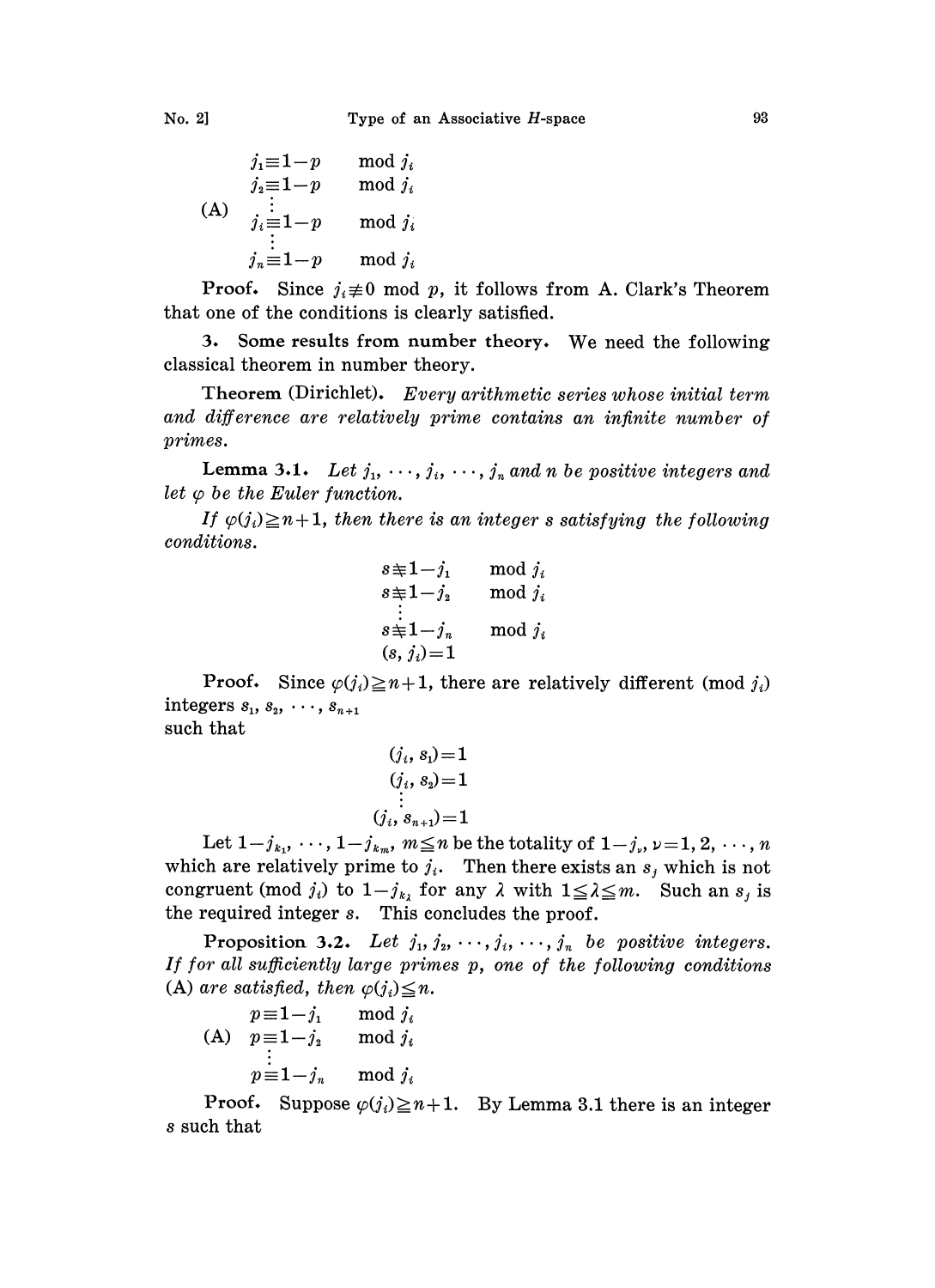$$
\text{(A)} \quad
\begin{aligned}
j_1 &\equiv 1-p \quad \bmod j_i \\
j_2 &\equiv 1-p \quad \bmod j_i \\
&\vdots \\
j_i &\equiv 1-p \quad \bmod j_i \\
&\vdots \\
j_n &\equiv 1-p \quad \bmod j_i
\end{aligned}
$$

**Proof.** Since $j_i \not\equiv 0 \bmod p$, it follows from A. Clark's Theorem that one of the conditions is clearly satisfied.

## 3. Some results from number theory.

We need the following classical theorem in number theory.

**Theorem** (Dirichlet). *Every arithmetic series whose initial term and difference are relatively prime contains an infinite number of primes.*

**Lemma 3.1.** *Let $j_1, \cdots, j_i, \cdots, j_n$ and $n$ be positive integers and let $\varphi$ be the Euler function.*

*If $\varphi(j_i) \geqq n+1$, then there is an integer $s$ satisfying the following conditions.*

$$
\begin{aligned}
s &\not\equiv 1-j_1 \quad \bmod j_i \\
s &\not\equiv 1-j_2 \quad \bmod j_i \\
&\vdots \\
s &\not\equiv 1-j_n \quad \bmod j_i \\
(s, j_i) &= 1
\end{aligned}
$$

**Proof.** Since $\varphi(j_i) \geqq n+1$, there are relatively different (mod $j_i$) integers $s_1, s_2, \cdots, s_{n+1}$ such that

$$
\begin{aligned}
(j_i, s_1) &= 1 \\
(j_i, s_2) &= 1 \\
&\vdots \\
(j_i, s_{n+1}) &= 1
\end{aligned}
$$

Let $1-j_{k_1}, \cdots, 1-j_{k_m}$, $m \leqq n$ be the totality of $1-j_\nu$, $\nu = 1, 2, \cdots, n$ which are relatively prime to $j_i$. Then there exists an $s_j$ which is not congruent (mod $j_i$) to $1-j_{k_\lambda}$ for any $\lambda$ with $1 \leqq \lambda \leqq m$. Such an $s_j$ is the required integer $s$. This concludes the proof.

**Proposition 3.2.** *Let $j_1, j_2, \cdots, j_i, \cdots, j_n$ be positive integers. If for all sufficiently large primes $p$, one of the following conditions (A) are satisfied, then $\varphi(j_i) \leqq n$.*

$$
\text{(A)} \quad
\begin{aligned}
p &\equiv 1-j_1 \quad \bmod j_i \\
p &\equiv 1-j_2 \quad \bmod j_i \\
&\vdots \\
p &\equiv 1-j_n \quad \bmod j_i
\end{aligned}
$$

**Proof.** Suppose $\varphi(j_i) \geqq n+1$. By Lemma 3.1 there is an integer $s$ such that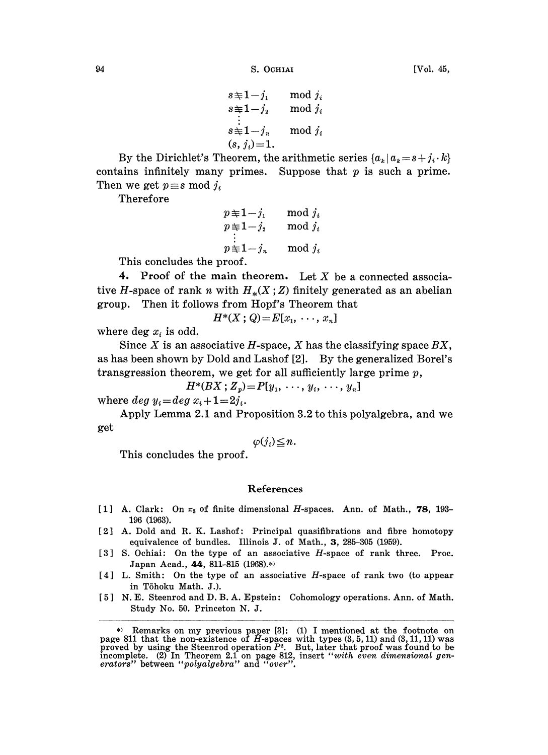$$
\begin{aligned}
&s \not\equiv 1-j_1 \quad \bmod j_i \\
&s \not\equiv 1-j_2 \quad \bmod j_i \\
&\quad\vdots \\
&s \not\equiv 1-j_n \quad \bmod j_i \\
&(s, j_i)=1.
\end{aligned}
$$

By the Dirichlet's Theorem, the arithmetic series $\{a_k \mid a_k = s + j_i \cdot k\}$ contains infinitely many primes. Suppose that $p$ is such a prime. Then we get $p \equiv s \bmod j_i$

Therefore

$$
\begin{aligned}
&p \not\equiv 1-j_1 \quad \bmod j_i \\
&p \not\equiv 1-j_2 \quad \bmod j_i \\
&\quad\vdots \\
&p \not\equiv 1-j_n \quad \bmod j_i
\end{aligned}
$$

This concludes the proof.

**4. Proof of the main theorem.** Let $X$ be a connected associative $H$-space of rank $n$ with $H_*(X; Z)$ finitely generated as an abelian group. Then it follows from Hopf's Theorem that

$$H^*(X; Q) = E[x_1, \cdots, x_n]$$

where deg $x_i$ is odd.

Since $X$ is an associative $H$-space, $X$ has the classifying space $BX$, as has been shown by Dold and Lashof [2]. By the generalized Borel's transgression theorem, we get for all sufficiently large prime $p$,

$$H^*(BX; Z_p) = P[y_1, \cdots, y_i, \cdots, y_n]$$

where $deg\ y_i = deg\ x_i + 1 = 2j_i$.

Apply Lemma 2.1 and Proposition 3.2 to this polyalgebra, and we get

$$\varphi(j_i) \leqq n.$$

This concludes the proof.

## References

[1] A. Clark: On $\pi_3$ of finite dimensional $H$-spaces. Ann. of Math., **78**, 193–196 (1963).

[2] A. Dold and R. K. Lashof: Principal quasifibrations and fibre homotopy equivalence of bundles. Illinois J. of Math., **3**, 285–305 (1959).

[3] S. Ochiai: On the type of an associative $H$-space of rank three. Proc. Japan Acad., **44**, 811–815 (1968).*)

[4] L. Smith: On the type of an associative $H$-space of rank two (to appear in Tōhoku Math. J.).

[5] N. E. Steenrod and D. B. A. Epstein: Cohomology operations. Ann. of Math. Study No. 50. Princeton N. J.

---

*) Remarks on my previous paper [3]: (1) I mentioned at the footnote on page 811 that the non-existence of $H$-spaces with types (3, 5, 11) and (3, 11, 11) was proved by using the Steenrod operation $P^2$. But, later that proof was found to be incomplete. (2) In Theorem 2.1 on page 812, insert "*with even dimensional generators*" between "*polyalgebra*" and "*over*".